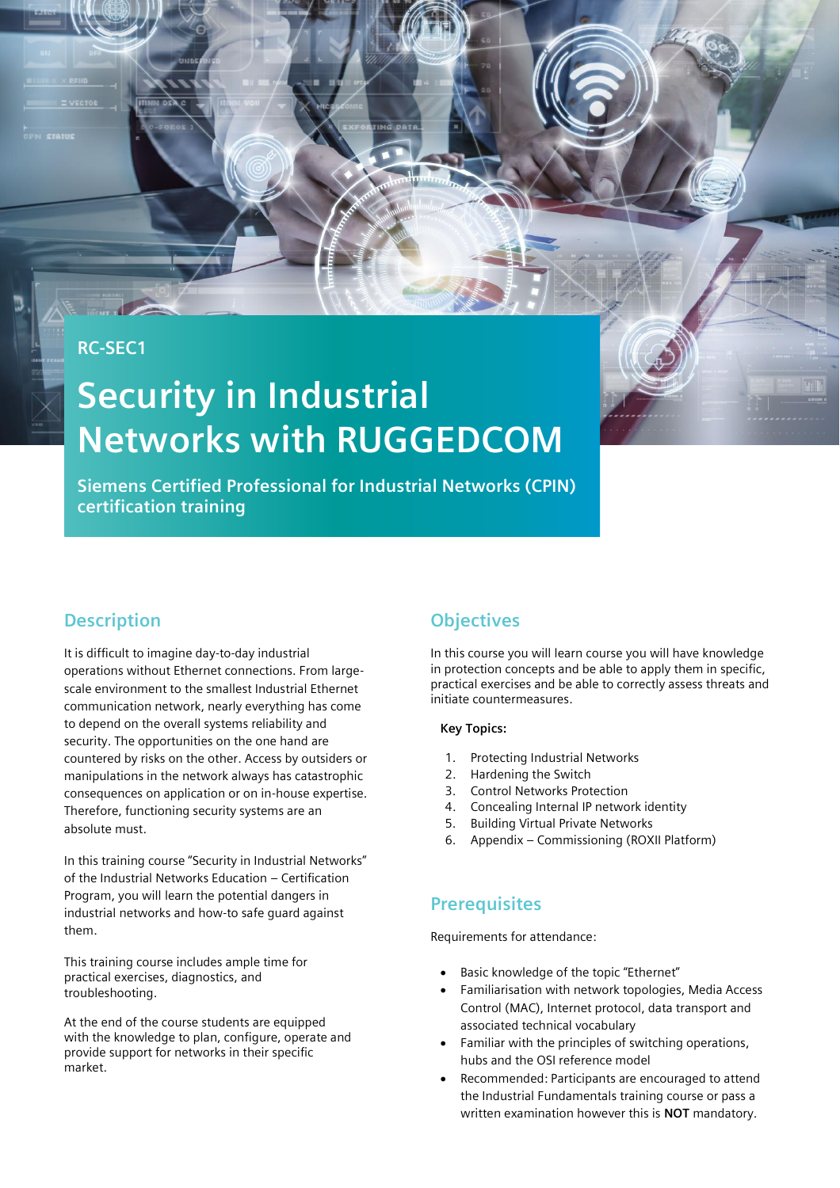RC-SEC1

# Security in Industrial Networks with RUGGEDCOM

**Siemens Certified Professional for Industrial Networks (CPIN) certification training**

## Description

It is difficult to imagine day-to-day industrial operations without Ethernet connections. From large-scale environment to the smallest Industrial Ethernet communication network, nearly everything has come to depend on the overall systems reliability and security. The opportunities on the one hand are countered by risks on the other. Access by outsiders or manipulations in the network always has catastrophic consequences on application or on in-house expertise. Therefore, functioning security systems are an absolute must.

In this training course "Security in Industrial Networks" of the Industrial Networks Education – Certification Program, you will learn the potential dangers in industrial networks and how-to safe guard against them.

This training course includes ample time for practical exercises, diagnostics, and troubleshooting.

At the end of the course students are equipped with the knowledge to plan, configure, operate and provide support for networks in their specific market.

## Objectives

In this course you will learn course you will have knowledge in protection concepts and be able to apply them in specific, practical exercises and be able to correctly assess threats and initiate countermeasures.

**Key Topics:**

1. Protecting Industrial Networks
2. Hardening the Switch
3. Control Networks Protection
4. Concealing Internal IP network identity
5. Building Virtual Private Networks
6. Appendix – Commissioning (ROXII Platform)

## Prerequisites

Requirements for attendance:

- Basic knowledge of the topic "Ethernet"
- Familiarisation with network topologies, Media Access Control (MAC), Internet protocol, data transport and associated technical vocabulary
- Familiar with the principles of switching operations, hubs and the OSI reference model
- Recommended: Participants are encouraged to attend the Industrial Fundamentals training course or pass a written examination however this is **NOT** mandatory.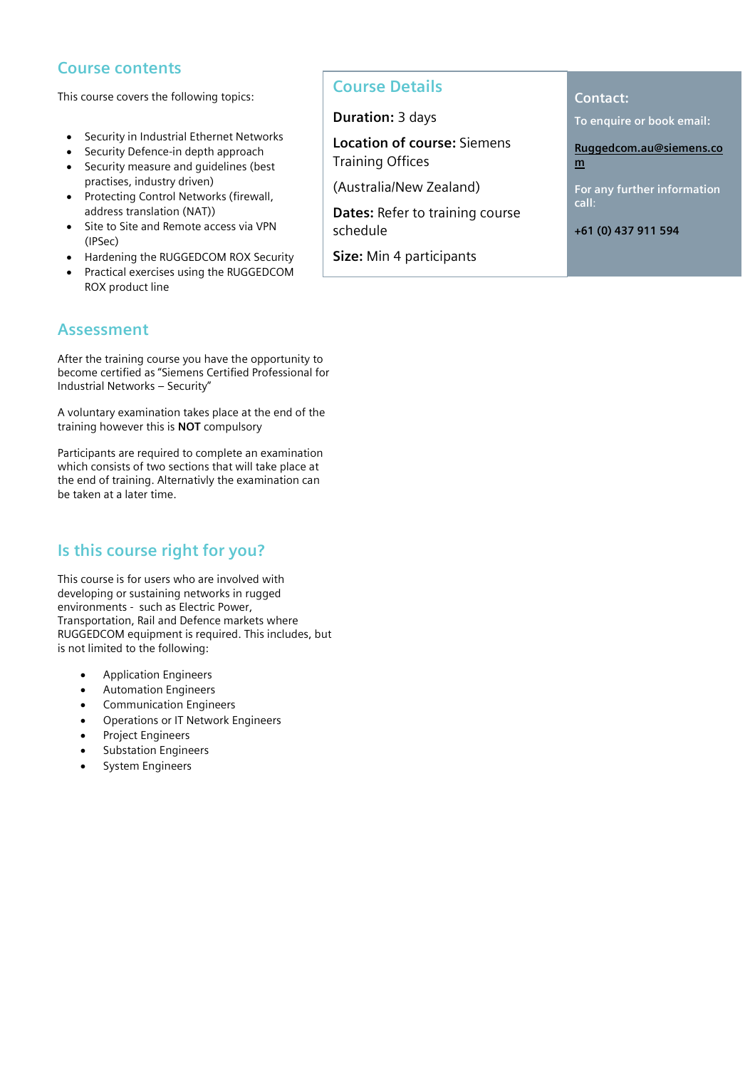## Course contents

This course covers the following topics:

- Security in Industrial Ethernet Networks
- Security Defence-in depth approach
- Security measure and guidelines (best practises, industry driven)
- Protecting Control Networks (firewall, address translation (NAT))
- Site to Site and Remote access via VPN (IPSec)
- Hardening the RUGGEDCOM ROX Security
- Practical exercises using the RUGGEDCOM ROX product line

## Assessment

After the training course you have the opportunity to become certified as "Siemens Certified Professional for Industrial Networks – Security"

A voluntary examination takes place at the end of the training however this is **NOT** compulsory

Participants are required to complete an examination which consists of two sections that will take place at the end of training. Alternativly the examination can be taken at a later time.

## Is this course right for you?

This course is for users who are involved with developing or sustaining networks in rugged environments - such as Electric Power, Transportation, Rail and Defence markets where RUGGEDCOM equipment is required. This includes, but is not limited to the following:

- Application Engineers
- Automation Engineers
- Communication Engineers
- Operations or IT Network Engineers
- Project Engineers
- Substation Engineers
- System Engineers

## Course Details

**Duration:** 3 days

**Location of course:** Siemens Training Offices

(Australia/New Zealand)

**Dates:** Refer to training course schedule

**Size:** Min 4 participants

## Contact:

**To enquire or book email:**

**Ruggedcom.au@siemens.com**

**For any further information call:**

**+61 (0) 437 911 594**